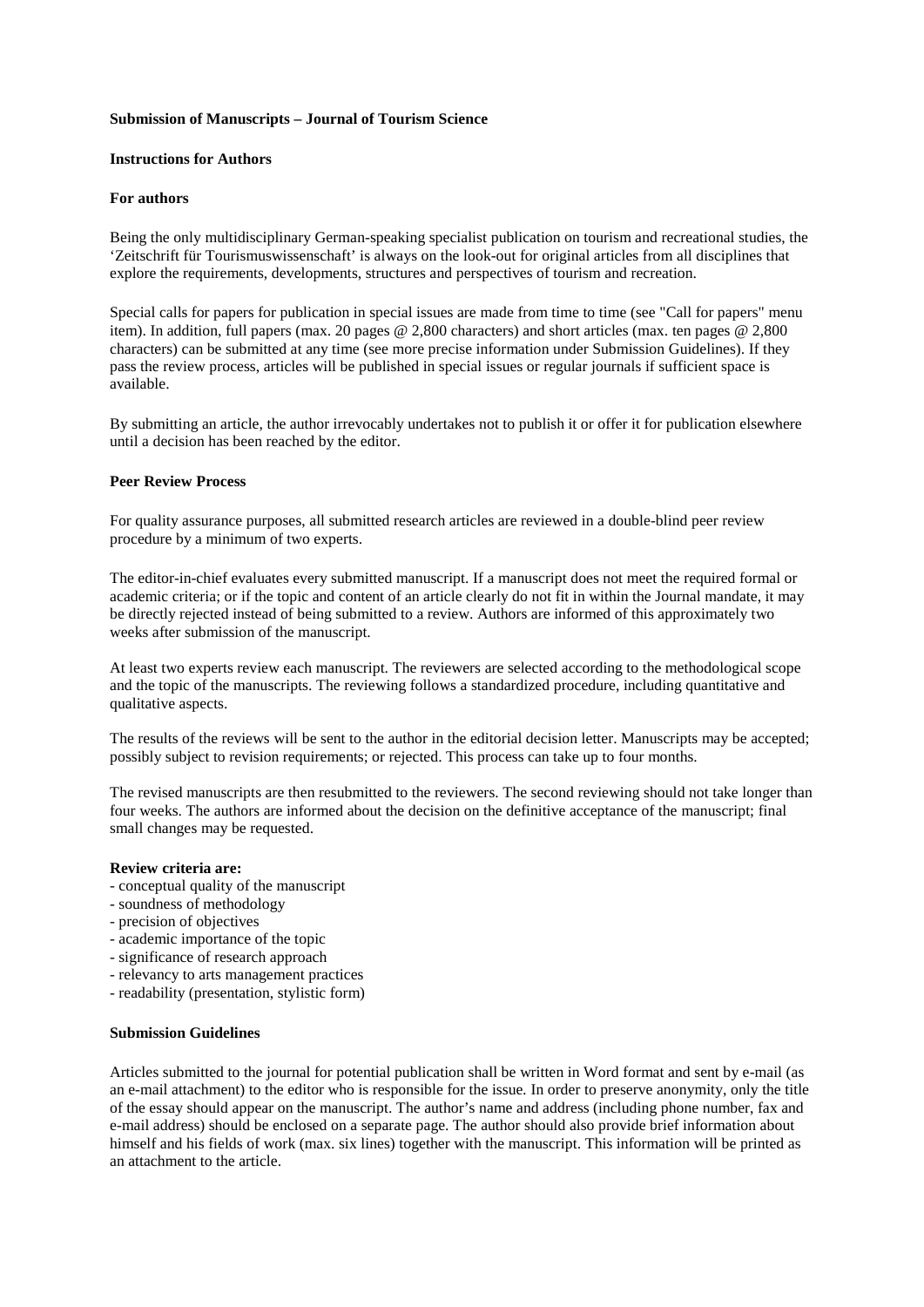# Submission of Manuscripts – Journal of Tourism Science

## Instructions for Authors

### For authors

Being the only multidisciplinary German-speaking specialist publication on tourism and recreational studies, the 'Zeitschrift für Tourismuswissenschaft' is always on the look-out for original articles from all disciplines that explore the requirements, developments, structures and perspectives of tourism and recreation.

Special calls for papers for publication in special issues are made from time to time (see "Call for papers" menu item). In addition, full papers (max. 20 pages @ 2,800 characters) and short articles (max. ten pages @ 2,800 characters) can be submitted at any time (see more precise information under Submission Guidelines). If they pass the review process, articles will be published in special issues or regular journals if sufficient space is available.

By submitting an article, the author irrevocably undertakes not to publish it or offer it for publication elsewhere until a decision has been reached by the editor.

### Peer Review Process

For quality assurance purposes, all submitted research articles are reviewed in a double-blind peer review procedure by a minimum of two experts.

The editor-in-chief evaluates every submitted manuscript. If a manuscript does not meet the required formal or academic criteria; or if the topic and content of an article clearly do not fit in within the Journal mandate, it may be directly rejected instead of being submitted to a review. Authors are informed of this approximately two weeks after submission of the manuscript.

At least two experts review each manuscript. The reviewers are selected according to the methodological scope and the topic of the manuscripts. The reviewing follows a standardized procedure, including quantitative and qualitative aspects.

The results of the reviews will be sent to the author in the editorial decision letter. Manuscripts may be accepted; possibly subject to revision requirements; or rejected. This process can take up to four months.

The revised manuscripts are then resubmitted to the reviewers. The second reviewing should not take longer than four weeks. The authors are informed about the decision on the definitive acceptance of the manuscript; final small changes may be requested.

**Review criteria are:**

- conceptual quality of the manuscript
- soundness of methodology
- precision of objectives
- academic importance of the topic
- significance of research approach
- relevancy to arts management practices
- readability (presentation, stylistic form)

### Submission Guidelines

Articles submitted to the journal for potential publication shall be written in Word format and sent by e-mail (as an e-mail attachment) to the editor who is responsible for the issue. In order to preserve anonymity, only the title of the essay should appear on the manuscript. The author's name and address (including phone number, fax and e-mail address) should be enclosed on a separate page. The author should also provide brief information about himself and his fields of work (max. six lines) together with the manuscript. This information will be printed as an attachment to the article.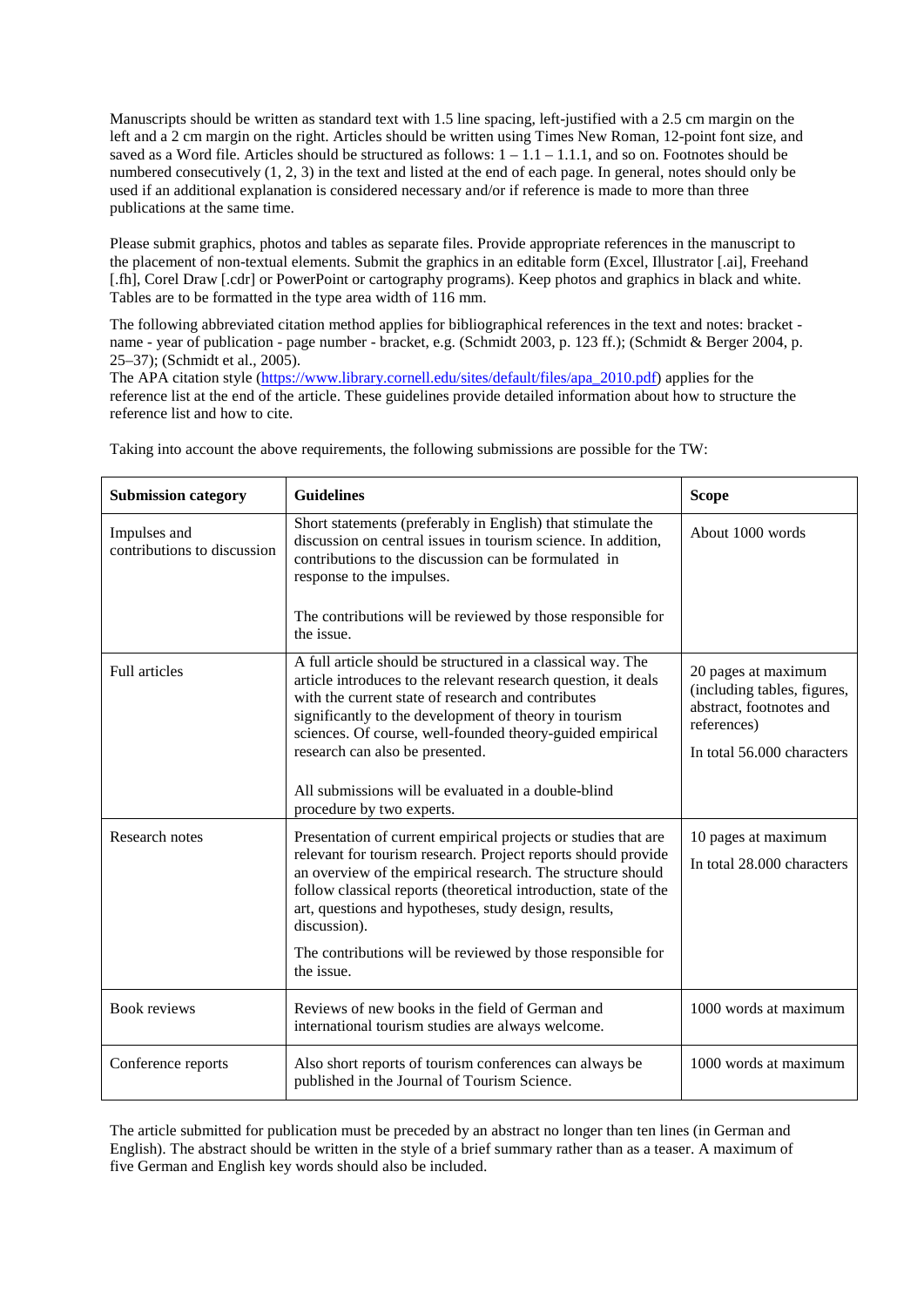Manuscripts should be written as standard text with 1.5 line spacing, left-justified with a 2.5 cm margin on the left and a 2 cm margin on the right. Articles should be written using Times New Roman, 12-point font size, and saved as a Word file. Articles should be structured as follows: 1 – 1.1 – 1.1.1, and so on. Footnotes should be numbered consecutively (1, 2, 3) in the text and listed at the end of each page. In general, notes should only be used if an additional explanation is considered necessary and/or if reference is made to more than three publications at the same time.

Please submit graphics, photos and tables as separate files. Provide appropriate references in the manuscript to the placement of non-textual elements. Submit the graphics in an editable form (Excel, Illustrator [.ai], Freehand [.fh], Corel Draw [.cdr] or PowerPoint or cartography programs). Keep photos and graphics in black and white. Tables are to be formatted in the type area width of 116 mm.

The following abbreviated citation method applies for bibliographical references in the text and notes: bracket - name - year of publication - page number - bracket, e.g. (Schmidt 2003, p. 123 ff.); (Schmidt & Berger 2004, p. 25–37); (Schmidt et al., 2005).
The APA citation style (https://www.library.cornell.edu/sites/default/files/apa_2010.pdf) applies for the reference list at the end of the article. These guidelines provide detailed information about how to structure the reference list and how to cite.

Taking into account the above requirements, the following submissions are possible for the TW:

| Submission category | Guidelines | Scope |
| --- | --- | --- |
| Impulses and contributions to discussion | Short statements (preferably in English) that stimulate the discussion on central issues in tourism science. In addition, contributions to the discussion can be formulated in response to the impulses.<br><br>The contributions will be reviewed by those responsible for the issue. | About 1000 words |
| Full articles | A full article should be structured in a classical way. The article introduces to the relevant research question, it deals with the current state of research and contributes significantly to the development of theory in tourism sciences. Of course, well-founded theory-guided empirical research can also be presented.<br><br>All submissions will be evaluated in a double-blind procedure by two experts. | 20 pages at maximum (including tables, figures, abstract, footnotes and references)<br><br>In total 56.000 characters |
| Research notes | Presentation of current empirical projects or studies that are relevant for tourism research. Project reports should provide an overview of the empirical research. The structure should follow classical reports (theoretical introduction, state of the art, questions and hypotheses, study design, results, discussion).<br><br>The contributions will be reviewed by those responsible for the issue. | 10 pages at maximum<br><br>In total 28.000 characters |
| Book reviews | Reviews of new books in the field of German and international tourism studies are always welcome. | 1000 words at maximum |
| Conference reports | Also short reports of tourism conferences can always be published in the Journal of Tourism Science. | 1000 words at maximum |

The article submitted for publication must be preceded by an abstract no longer than ten lines (in German and English). The abstract should be written in the style of a brief summary rather than as a teaser. A maximum of five German and English key words should also be included.